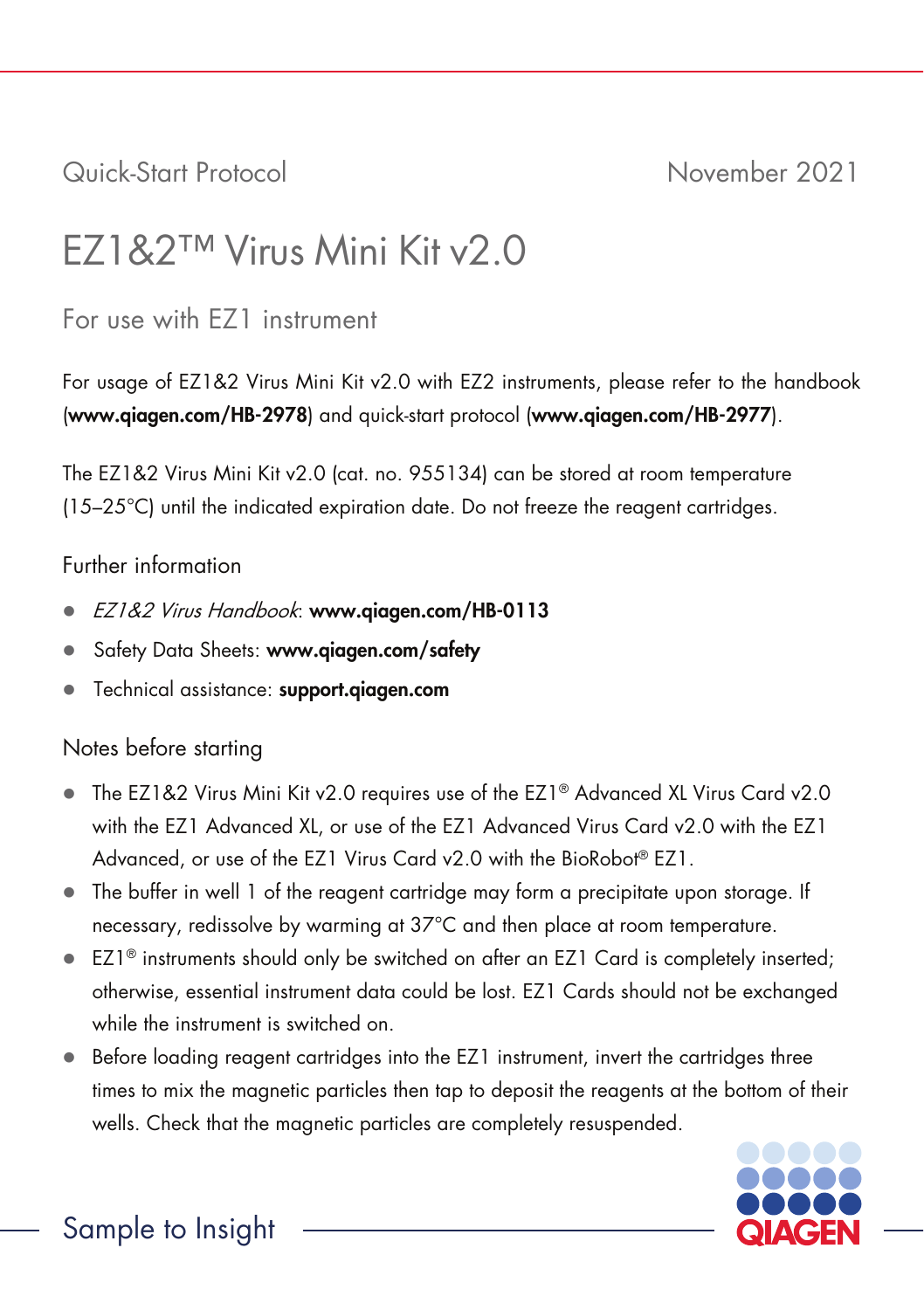Quick-Start Protocol

November 2021

# EZ1&2™ Virus Mini Kit v2.0

## For use with EZ1 instrument

For usage of EZ1&2 Virus Mini Kit v2.0 with EZ2 instruments, please refer to the handbook (**www.qiagen.com/HB-2978**) and quick-start protocol (**www.qiagen.com/HB-2977**).

The EZ1&2 Virus Mini Kit v2.0 (cat. no. 955134) can be stored at room temperature (15–25°C) until the indicated expiration date. Do not freeze the reagent cartridges.

### Further information

- *EZ1&2 Virus Handbook*: **www.qiagen.com/HB-0113**
- Safety Data Sheets: **www.qiagen.com/safety**
- Technical assistance: **support.qiagen.com**

### Notes before starting

- The EZ1&2 Virus Mini Kit v2.0 requires use of the EZ1® Advanced XL Virus Card v2.0 with the EZ1 Advanced XL, or use of the EZ1 Advanced Virus Card v2.0 with the EZ1 Advanced, or use of the EZ1 Virus Card v2.0 with the BioRobot® EZ1.
- The buffer in well 1 of the reagent cartridge may form a precipitate upon storage. If necessary, redissolve by warming at 37°C and then place at room temperature.
- EZ1® instruments should only be switched on after an EZ1 Card is completely inserted; otherwise, essential instrument data could be lost. EZ1 Cards should not be exchanged while the instrument is switched on.
- Before loading reagent cartridges into the EZ1 instrument, invert the cartridges three times to mix the magnetic particles then tap to deposit the reagents at the bottom of their wells. Check that the magnetic particles are completely resuspended.

Sample to Insight

QIAGEN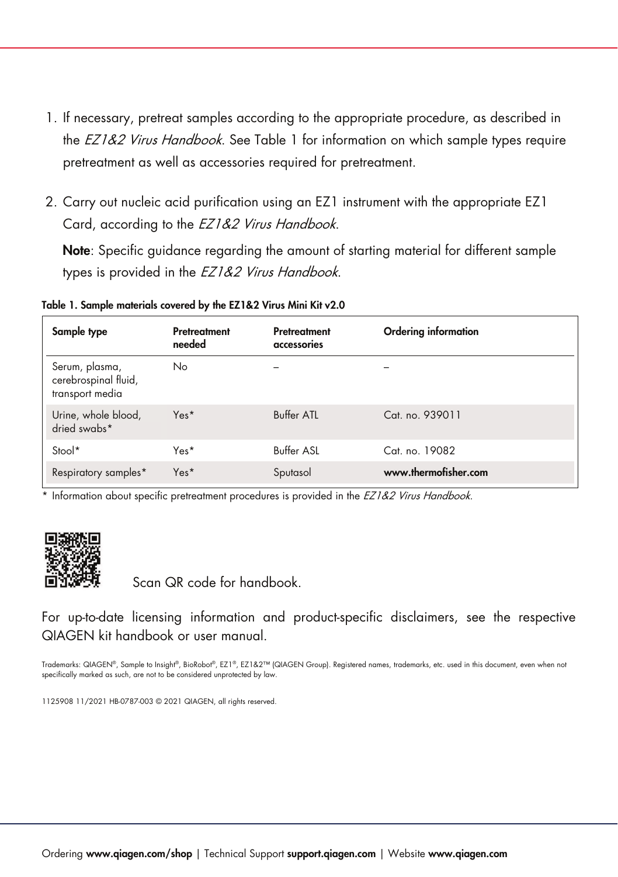1. If necessary, pretreat samples according to the appropriate procedure, as described in the *EZ1&2 Virus Handbook*. See Table 1 for information on which sample types require pretreatment as well as accessories required for pretreatment.

2. Carry out nucleic acid purification using an EZ1 instrument with the appropriate EZ1 Card, according to the *EZ1&2 Virus Handbook*.

   **Note**: Specific guidance regarding the amount of starting material for different sample types is provided in the *EZ1&2 Virus Handbook*.

**Table 1. Sample materials covered by the EZ1&2 Virus Mini Kit v2.0**

| Sample type | Pretreatment needed | Pretreatment accessories | Ordering information |
|---|---|---|---|
| Serum, plasma, cerebrospinal fluid, transport media | No | – | – |
| Urine, whole blood, dried swabs* | Yes* | Buffer ATL | Cat. no. 939011 |
| Stool* | Yes* | Buffer ASL | Cat. no. 19082 |
| Respiratory samples* | Yes* | Sputasol | **www.thermofisher.com** |

\* Information about specific pretreatment procedures is provided in the *EZ1&2 Virus Handbook*.

Scan QR code for handbook.

For up-to-date licensing information and product-specific disclaimers, see the respective QIAGEN kit handbook or user manual.

Trademarks: QIAGEN®, Sample to Insight®, BioRobot®, EZ1®, EZ1&2™ (QIAGEN Group). Registered names, trademarks, etc. used in this document, even when not specifically marked as such, are not to be considered unprotected by law.

1125908 11/2021 HB-0787-003 © 2021 QIAGEN, all rights reserved.

Ordering **www.qiagen.com/shop** | Technical Support **support.qiagen.com** | Website **www.qiagen.com**